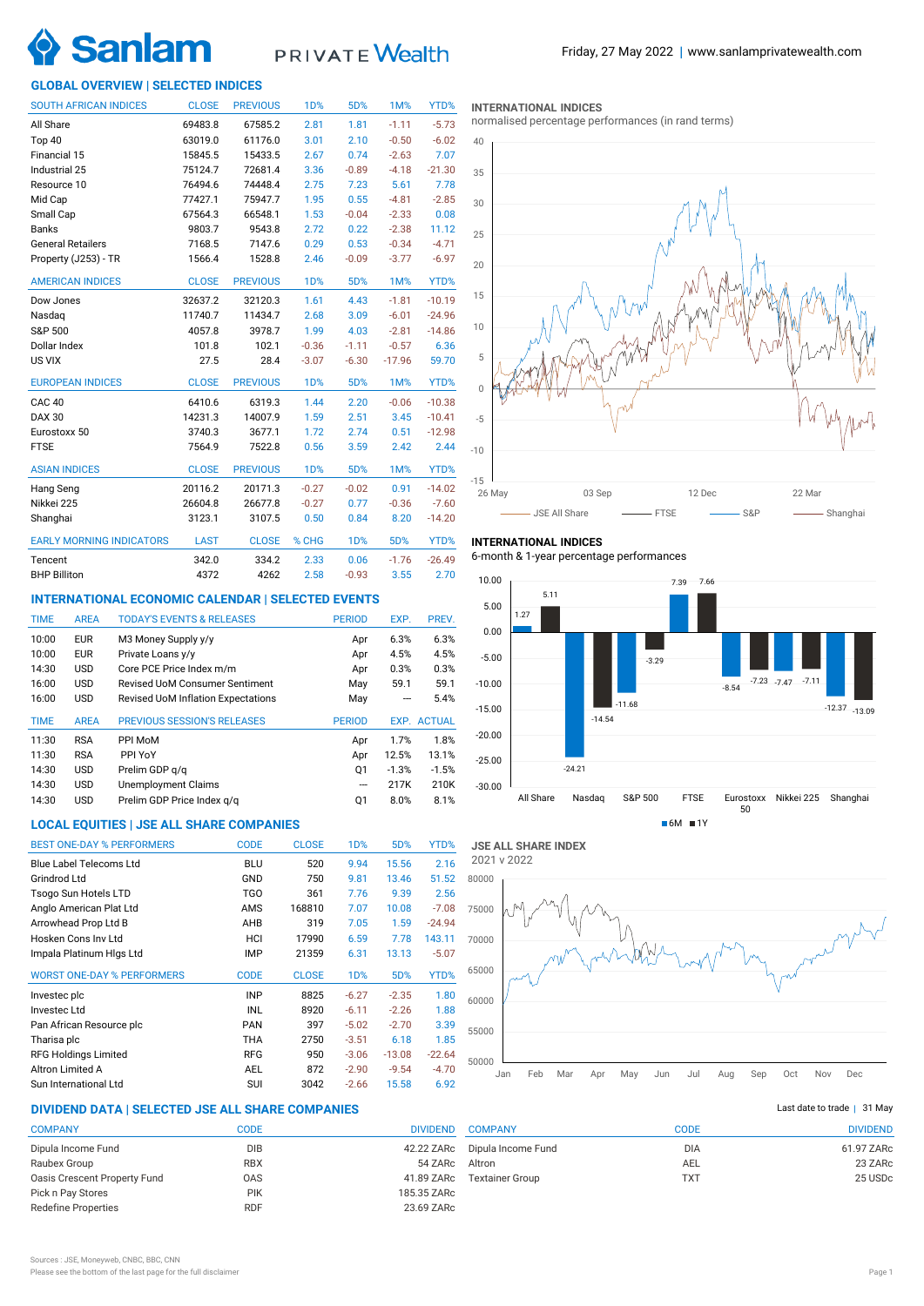Friday, 27 May 2022 | www.sanlamprivatewealth.com

## GLOBAL OVERVIEW | SELECTED INDICES

| SOUTH AFRICAN INDICES | CLOSE | PREVIOUS | 1D% | 5D% | 1M% | YTD% |
|---|---|---|---|---|---|---|
| All Share | 69483.8 | 67585.2 | 2.81 | 1.81 | -1.11 | -5.73 |
| Top 40 | 63019.0 | 61176.0 | 3.01 | 2.10 | -0.50 | -6.02 |
| Financial 15 | 15845.5 | 15433.5 | 2.67 | 0.74 | -2.63 | 7.07 |
| Industrial 25 | 75124.7 | 72681.4 | 3.36 | -0.89 | -4.18 | -21.30 |
| Resource 10 | 76494.6 | 74448.4 | 2.75 | 7.23 | 5.61 | 7.78 |
| Mid Cap | 77427.1 | 75947.7 | 1.95 | 0.55 | -4.81 | -2.85 |
| Small Cap | 67564.3 | 66548.1 | 1.53 | -0.04 | -2.33 | 0.08 |
| Banks | 9803.7 | 9543.8 | 2.72 | 0.22 | -2.38 | 11.12 |
| General Retailers | 7168.5 | 7147.6 | 0.29 | 0.53 | -0.34 | -4.71 |
| Property (J253) - TR | 1566.4 | 1528.8 | 2.46 | -0.09 | -3.77 | -6.97 |

| AMERICAN INDICES | CLOSE | PREVIOUS | 1D% | 5D% | 1M% | YTD% |
|---|---|---|---|---|---|---|
| Dow Jones | 32637.2 | 32120.3 | 1.61 | 4.43 | -1.81 | -10.19 |
| Nasdaq | 11740.7 | 11434.7 | 2.68 | 3.09 | -6.01 | -24.96 |
| S&P 500 | 4057.8 | 3978.7 | 1.99 | 4.03 | -2.81 | -14.86 |
| Dollar Index | 101.8 | 102.1 | -0.36 | -1.11 | -0.57 | 6.36 |
| US VIX | 27.5 | 28.4 | -3.07 | -6.30 | -17.96 | 59.70 |

| EUROPEAN INDICES | CLOSE | PREVIOUS | 1D% | 5D% | 1M% | YTD% |
|---|---|---|---|---|---|---|
| CAC 40 | 6410.6 | 6319.3 | 1.44 | 2.20 | -0.06 | -10.38 |
| DAX 30 | 14231.3 | 14007.9 | 1.59 | 2.51 | 3.45 | -10.41 |
| Eurostoxx 50 | 3740.3 | 3677.1 | 1.72 | 2.74 | 0.51 | -12.98 |
| FTSE | 7564.9 | 7522.8 | 0.56 | 3.59 | 2.42 | 2.44 |

| ASIAN INDICES | CLOSE | PREVIOUS | 1D% | 5D% | 1M% | YTD% |
|---|---|---|---|---|---|---|
| Hang Seng | 20116.2 | 20171.3 | -0.27 | -0.02 | 0.91 | -14.02 |
| Nikkei 225 | 26604.8 | 26677.8 | -0.27 | 0.77 | -0.36 | -7.60 |
| Shanghai | 3123.1 | 3107.5 | 0.50 | 0.84 | 8.20 | -14.20 |

| EARLY MORNING INDICATORS | LAST | CLOSE | % CHG | 1D% | 5D% | YTD% |
|---|---|---|---|---|---|---|
| Tencent | 342.0 | 334.2 | 2.33 | 0.06 | -1.76 | -26.49 |
| BHP Billiton | 4372 | 4262 | 2.58 | -0.93 | 3.55 | 2.70 |

### INTERNATIONAL INDICES
normalised percentage performances (in rand terms)

JSE All Share — FTSE — S&P — Shanghai

### INTERNATIONAL INDICES
6-month & 1-year percentage performances

| Index | 6M | 1Y |
|---|---|---|
| All Share | 1.27 | 5.11 |
| Nasdaq | -24.21 | -14.54 |
| S&P 500 | -11.68 | -3.29 |
| FTSE | 7.39 | 7.66 |
| Eurostoxx 50 | -8.54 | -7.23 |
| Nikkei 225 | -7.47 | -7.11 |
| Shanghai | -12.37 | -13.09 |

## INTERNATIONAL ECONOMIC CALENDAR | SELECTED EVENTS

| TIME | AREA | TODAY'S EVENTS & RELEASES | PERIOD | EXP. | PREV. |
|---|---|---|---|---|---|
| 10:00 | EUR | M3 Money Supply y/y | Apr | 6.3% | 6.3% |
| 10:00 | EUR | Private Loans y/y | Apr | 4.5% | 4.5% |
| 14:30 | USD | Core PCE Price Index m/m | Apr | 0.3% | 0.3% |
| 16:00 | USD | Revised UoM Consumer Sentiment | May | 59.1 | 59.1 |
| 16:00 | USD | Revised UoM Inflation Expectations | May | — | 5.4% |

| TIME | AREA | PREVIOUS SESSION'S RELEASES | PERIOD | EXP. | ACTUAL |
|---|---|---|---|---|---|
| 11:30 | RSA | PPI MoM | Apr | 1.7% | 1.8% |
| 11:30 | RSA | PPI YoY | Apr | 12.5% | 13.1% |
| 14:30 | USD | Prelim GDP q/q | Q1 | -1.3% | -1.5% |
| 14:30 | USD | Unemployment Claims | — | 217K | 210K |
| 14:30 | USD | Prelim GDP Price Index q/q | Q1 | 8.0% | 8.1% |

## LOCAL EQUITIES | JSE ALL SHARE COMPANIES

| BEST ONE-DAY % PERFORMERS | CODE | CLOSE | 1D% | 5D% | YTD% |
|---|---|---|---|---|---|
| Blue Label Telecoms Ltd | BLU | 520 | 9.94 | 15.56 | 2.16 |
| Grindrod Ltd | GND | 750 | 9.81 | 13.46 | 51.52 |
| Tsogo Sun Hotels LTD | TGO | 361 | 7.76 | 9.39 | 2.56 |
| Anglo American Plat Ltd | AMS | 168810 | 7.07 | 10.08 | -7.08 |
| Arrowhead Prop Ltd B | AHB | 319 | 7.05 | 1.59 | -24.94 |
| Hosken Cons Inv Ltd | HCI | 17990 | 6.59 | 7.78 | 143.11 |
| Impala Platinum Hlgs Ltd | IMP | 21359 | 6.31 | 13.13 | -5.07 |

| WORST ONE-DAY % PERFORMERS | CODE | CLOSE | 1D% | 5D% | YTD% |
|---|---|---|---|---|---|
| Investec plc | INP | 8825 | -6.27 | -2.35 | 1.80 |
| Investec Ltd | INL | 8920 | -6.11 | -2.26 | 1.88 |
| Pan African Resource plc | PAN | 397 | -5.02 | -2.70 | 3.39 |
| Tharisa plc | THA | 2750 | -3.51 | 6.18 | 1.85 |
| RFG Holdings Limited | RFG | 950 | -3.06 | -13.08 | -22.64 |
| Altron Limited A | AEL | 872 | -2.90 | -9.54 | -4.70 |
| Sun International Ltd | SUI | 3042 | -2.66 | 15.58 | 6.92 |

### JSE ALL SHARE INDEX
2021 v 2022

## DIVIDEND DATA | SELECTED JSE ALL SHARE COMPANIES

Last date to trade | 31 May

| COMPANY | CODE | DIVIDEND |
|---|---|---|
| Dipula Income Fund | DIB | 42.22 ZARc |
| Raubex Group | RBX | 54 ZARc |
| Oasis Crescent Property Fund | OAS | 41.89 ZARc |
| Pick n Pay Stores | PIK | 185.35 ZARc |
| Redefine Properties | RDF | 23.69 ZARc |

| COMPANY | CODE | DIVIDEND |
|---|---|---|
| Dipula Income Fund | DIA | 61.97 ZARc |
| Altron | AEL | 23 ZARc |
| Textainer Group | TXT | 25 USDc |

Sources : JSE, Moneyweb, CNBC, BBC, CNN

Please see the bottom of the last page for the full disclaimer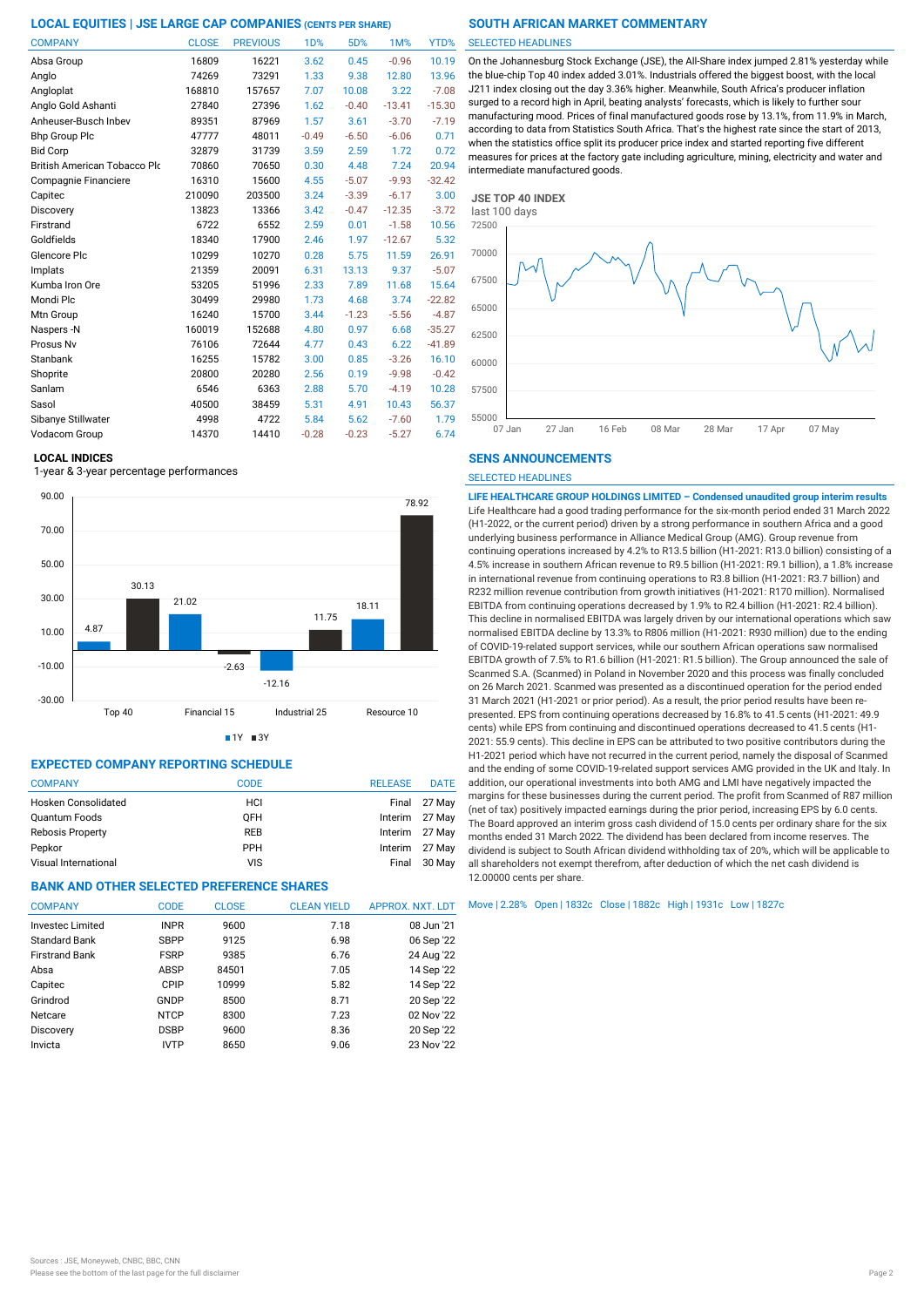## LOCAL EQUITIES | JSE LARGE CAP COMPANIES (CENTS PER SHARE)

| COMPANY | CLOSE | PREVIOUS | 1D% | 5D% | 1M% | YTD% |
|---|---|---|---|---|---|---|
| Absa Group | 16809 | 16221 | 3.62 | 0.45 | -0.96 | 10.19 |
| Anglo | 74269 | 73291 | 1.33 | 9.38 | 12.80 | 13.96 |
| Angloplat | 168810 | 157657 | 7.07 | 10.08 | 3.22 | -7.08 |
| Anglo Gold Ashanti | 27840 | 27396 | 1.62 | -0.40 | -13.41 | -15.30 |
| Anheuser-Busch Inbev | 89351 | 87969 | 1.57 | 3.61 | -3.70 | -7.19 |
| Bhp Group Plc | 47777 | 48011 | -0.49 | -6.50 | -6.06 | 0.71 |
| Bid Corp | 32879 | 31739 | 3.59 | 2.59 | 1.72 | 0.72 |
| British American Tobacco Plc | 70860 | 70650 | 0.30 | 4.48 | 7.24 | 20.94 |
| Compagnie Financiere | 16310 | 15600 | 4.55 | -5.07 | -9.93 | -32.42 |
| Capitec | 210090 | 203500 | 3.24 | -3.39 | -6.17 | 3.00 |
| Discovery | 13823 | 13366 | 3.42 | -0.47 | -12.35 | -3.72 |
| Firstrand | 6722 | 6552 | 2.59 | 0.01 | -1.58 | 10.56 |
| Goldfields | 18340 | 17900 | 2.46 | 1.97 | -12.67 | 5.32 |
| Glencore Plc | 10299 | 10270 | 0.28 | 5.75 | 11.59 | 26.91 |
| Implats | 21359 | 20091 | 6.31 | 13.13 | 9.37 | -5.07 |
| Kumba Iron Ore | 53205 | 51996 | 2.33 | 7.89 | 11.68 | 15.64 |
| Mondi Plc | 30499 | 29980 | 1.73 | 4.68 | 3.74 | -22.82 |
| Mtn Group | 16240 | 15700 | 3.44 | -1.23 | -5.56 | -4.87 |
| Naspers -N | 160019 | 152688 | 4.80 | 0.97 | 6.68 | -35.27 |
| Prosus Nv | 76106 | 72644 | 4.77 | 0.43 | 6.22 | -41.89 |
| Stanbank | 16255 | 15782 | 3.00 | 0.85 | -3.26 | 16.10 |
| Shoprite | 20800 | 20280 | 2.56 | 0.19 | -9.98 | -0.42 |
| Sanlam | 6546 | 6363 | 2.88 | 5.70 | -4.19 | 10.28 |
| Sasol | 40500 | 38459 | 5.31 | 4.91 | 10.43 | 56.37 |
| Sibanye Stillwater | 4998 | 4722 | 5.84 | 5.62 | -7.60 | 1.79 |
| Vodacom Group | 14370 | 14410 | -0.28 | -0.23 | -5.27 | 6.74 |

## LOCAL INDICES

1-year & 3-year percentage performances

| Index | 1Y | 3Y |
|---|---|---|
| Top 40 | 4.87 | 30.13 |
| Financial 15 | 21.02 | -2.63 |
| Industrial 25 | -12.16 | 11.75 |
| Resource 10 | 18.11 | 78.92 |

## EXPECTED COMPANY REPORTING SCHEDULE

| COMPANY | CODE | RELEASE | DATE |
|---|---|---|---|
| Hosken Consolidated | HCI | Final | 27 May |
| Quantum Foods | QFH | Interim | 27 May |
| Rebosis Property | REB | Interim | 27 May |
| Pepkor | PPH | Interim | 27 May |
| Visual International | VIS | Final | 30 May |

## BANK AND OTHER SELECTED PREFERENCE SHARES

| COMPANY | CODE | CLOSE | CLEAN YIELD | APPROX. NXT. LDT |
|---|---|---|---|---|
| Investec Limited | INPR | 9600 | 7.18 | 08 Jun '21 |
| Standard Bank | SBPP | 9125 | 6.98 | 06 Sep '22 |
| Firstrand Bank | FSRP | 9385 | 6.76 | 24 Aug '22 |
| Absa | ABSP | 84501 | 7.05 | 14 Sep '22 |
| Capitec | CPIP | 10999 | 5.82 | 14 Sep '22 |
| Grindrod | GNDP | 8500 | 8.71 | 20 Sep '22 |
| Netcare | NTCP | 8300 | 7.23 | 02 Nov '22 |
| Discovery | DSBP | 9600 | 8.36 | 20 Sep '22 |
| Invicta | IVTP | 8650 | 9.06 | 23 Nov '22 |

## SOUTH AFRICAN MARKET COMMENTARY

SELECTED HEADLINES

On the Johannesburg Stock Exchange (JSE), the All-Share index jumped 2.81% yesterday while the blue-chip Top 40 index added 3.01%. Industrials offered the biggest boost, with the local J211 index closing out the day 3.36% higher. Meanwhile, South Africa's producer inflation surged to a record high in April, beating analysts' forecasts, which is likely to further sour manufacturing mood. Prices of final manufactured goods rose by 13.1%, from 11.9% in March, according to data from Statistics South Africa. That's the highest rate since the start of 2013, when the statistics office split its producer price index and started reporting five different measures for prices at the factory gate including agriculture, mining, electricity and water and intermediate manufactured goods.

**JSE TOP 40 INDEX**

last 100 days

## SENS ANNOUNCEMENTS

SELECTED HEADLINES

**LIFE HEALTHCARE GROUP HOLDINGS LIMITED – Condensed unaudited group interim results**

Life Healthcare had a good trading performance for the six-month period ended 31 March 2022 (H1-2022, or the current period) driven by a strong performance in southern Africa and a good underlying business performance in Alliance Medical Group (AMG). Group revenue from continuing operations increased by 4.2% to R13.5 billion (H1-2021: R13.0 billion) consisting of a 4.5% increase in southern African revenue to R9.5 billion (H1-2021: R9.1 billion), a 1.8% increase in international revenue from continuing operations to R3.8 billion (H1-2021: R3.7 billion) and R232 million revenue contribution from growth initiatives (H1-2021: R170 million). Normalised EBITDA from continuing operations decreased by 1.9% to R2.4 billion (H1-2021: R2.4 billion). This decline in normalised EBITDA was largely driven by our international operations which saw normalised EBITDA decline by 13.3% to R806 million (H1-2021: R930 million) due to the ending of COVID-19-related support services, while our southern African operations saw normalised EBITDA growth of 7.5% to R1.6 billion (H1-2021: R1.5 billion). The Group announced the sale of Scanmed S.A. (Scanmed) in Poland in November 2020 and this process was finally concluded on 26 March 2021. Scanmed was presented as a discontinued operation for the period ended 31 March 2021 (H1-2021 or prior period). As a result, the prior period results have been re-presented. EPS from continuing operations decreased by 16.8% to 41.5 cents (H1-2021: 49.9 cents) while EPS from continuing and discontinued operations decreased to 41.5 cents (H1-2021: 55.9 cents). This decline in EPS can be attributed to two positive contributors during the H1-2021 period which have not recurred in the current period, namely the disposal of Scanmed and the ending of some COVID-19-related support services AMG provided in the UK and Italy. In addition, our operational investments into both AMG and LMI have negatively impacted the margins for these businesses during the current period. The profit from Scanmed of R87 million (net of tax) positively impacted earnings during the prior period, increasing EPS by 6.0 cents. The Board approved an interim gross cash dividend of 15.0 cents per ordinary share for the six months ended 31 March 2022. The dividend has been declared from income reserves. The dividend is subject to South African dividend withholding tax of 20%, which will be applicable to all shareholders not exempt therefrom, after deduction of which the net cash dividend is 12.00000 cents per share.

Move | 2.28%  Open | 1832c  Close | 1882c  High | 1931c  Low | 1827c

Sources : JSE, Moneyweb, CNBC, BBC, CNN
Please see the bottom of the last page for the full disclaimer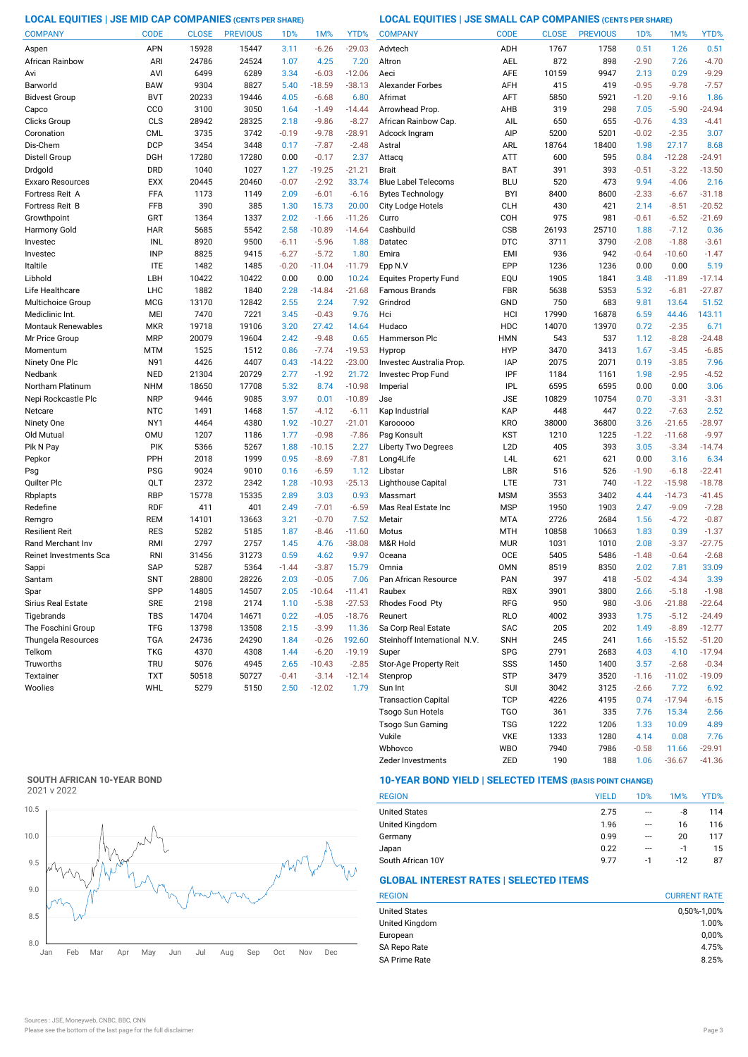## LOCAL EQUITIES | JSE MID CAP COMPANIES (CENTS PER SHARE)

| COMPANY | CODE | CLOSE | PREVIOUS | 1D% | 1M% | YTD% |
|---|---|---|---|---|---|---|
| Aspen | APN | 15928 | 15447 | 3.11 | -6.26 | -29.03 |
| African Rainbow | ARI | 24786 | 24524 | 1.07 | 4.25 | 7.20 |
| Avi | AVI | 6499 | 6289 | 3.34 | -6.03 | -12.06 |
| Barworld | BAW | 9304 | 8827 | 5.40 | -18.59 | -38.13 |
| Bidvest Group | BVT | 20233 | 19446 | 4.05 | -6.68 | 6.80 |
| Capco | CCO | 3100 | 3050 | 1.64 | -1.49 | -14.44 |
| Clicks Group | CLS | 28942 | 28325 | 2.18 | -9.86 | -8.27 |
| Coronation | CML | 3735 | 3742 | -0.19 | -9.78 | -28.91 |
| Dis-Chem | DCP | 3454 | 3448 | 0.17 | -7.87 | -2.48 |
| Distell Group | DGH | 17280 | 17280 | 0.00 | -0.17 | 2.37 |
| Drdgold | DRD | 1040 | 1027 | 1.27 | -19.25 | -21.21 |
| Exxaro Resources | EXX | 20445 | 20460 | -0.07 | -2.92 | 33.74 |
| Fortress Reit A | FFA | 1173 | 1149 | 2.09 | -6.01 | -6.16 |
| Fortress Reit B | FFB | 390 | 385 | 1.30 | 15.73 | 20.00 |
| Growthpoint | GRT | 1364 | 1337 | 2.02 | -1.66 | -11.26 |
| Harmony Gold | HAR | 5685 | 5542 | 2.58 | -10.89 | -14.64 |
| Investec | INL | 8920 | 9500 | -6.11 | -5.96 | 1.88 |
| Investec | INP | 8825 | 9415 | -6.27 | -5.72 | 1.80 |
| Italtile | ITE | 1482 | 1485 | -0.20 | -11.04 | -11.79 |
| Libhold | LBH | 10422 | 10422 | 0.00 | 0.00 | 10.24 |
| Life Healthcare | LHC | 1882 | 1840 | 2.28 | -14.84 | -21.68 |
| Multichoice Group | MCG | 13170 | 12842 | 2.55 | 2.24 | 7.92 |
| Mediclinic Int. | MEI | 7470 | 7221 | 3.45 | -0.43 | 9.76 |
| Montauk Renewables | MKR | 19718 | 19106 | 3.20 | 27.42 | 14.64 |
| Mr Price Group | MRP | 20079 | 19604 | 2.42 | -9.48 | 0.65 |
| Momentum | MTM | 1525 | 1512 | 0.86 | -7.74 | -19.53 |
| Ninety One Plc | N91 | 4426 | 4407 | 0.43 | -14.22 | -23.00 |
| Nedbank | NED | 21304 | 20729 | 2.77 | -1.92 | 21.72 |
| Northam Platinum | NHM | 18650 | 17708 | 5.32 | 8.74 | -10.98 |
| Nepi Rockcastle Plc | NRP | 9446 | 9085 | 3.97 | 0.01 | -10.89 |
| Netcare | NTC | 1491 | 1468 | 1.57 | -4.12 | -6.11 |
| Ninety One | NY1 | 4464 | 4380 | 1.92 | -10.27 | -21.01 |
| Old Mutual | OMU | 1207 | 1186 | 1.77 | -0.98 | -7.86 |
| Pik N Pay | PIK | 5366 | 5267 | 1.88 | -10.15 | 2.27 |
| Pepkor | PPH | 2018 | 1999 | 0.95 | -8.69 | -7.81 |
| Psg | PSG | 9024 | 9010 | 0.16 | -6.59 | 1.12 |
| Quilter Plc | QLT | 2372 | 2342 | 1.28 | -10.93 | -25.13 |
| Rbplapts | RBP | 15778 | 15335 | 2.89 | 3.03 | 0.93 |
| Redefine | RDF | 411 | 401 | 2.49 | -7.01 | -6.59 |
| Remgro | REM | 14101 | 13663 | 3.21 | -0.70 | 7.52 |
| Resilient Reit | RES | 5282 | 5185 | 1.87 | -8.46 | -11.60 |
| Rand Merchant Inv | RMI | 2797 | 2757 | 1.45 | 4.76 | -38.08 |
| Reinet Investments Sca | RNI | 31456 | 31273 | 0.59 | 4.62 | 9.97 |
| Sappi | SAP | 5287 | 5364 | -1.44 | -3.87 | 15.79 |
| Santam | SNT | 28800 | 28226 | 2.03 | -0.05 | 7.06 |
| Spar | SPP | 14805 | 14507 | 2.05 | -10.64 | -11.41 |
| Sirius Real Estate | SRE | 2198 | 2174 | 1.10 | -5.38 | -27.53 |
| Tigebrands | TBS | 14704 | 14671 | 0.22 | -4.05 | -18.76 |
| The Foschini Group | TFG | 13798 | 13508 | 2.15 | -3.99 | 11.36 |
| Thungela Resources | TGA | 24736 | 24290 | 1.84 | -0.26 | 192.60 |
| Telkom | TKG | 4370 | 4308 | 1.44 | -6.20 | -19.19 |
| Truworths | TRU | 5076 | 4945 | 2.65 | -10.43 | -2.85 |
| Textainer | TXT | 50518 | 50727 | -0.41 | -3.14 | -12.14 |
| Woolies | WHL | 5279 | 5150 | 2.50 | -12.02 | 1.79 |

## LOCAL EQUITIES | JSE SMALL CAP COMPANIES (CENTS PER SHARE)

| COMPANY | CODE | CLOSE | PREVIOUS | 1D% | 1M% | YTD% |
|---|---|---|---|---|---|---|
| Advtech | ADH | 1767 | 1758 | 0.51 | 1.26 | 0.51 |
| Altron | AEL | 872 | 898 | -2.90 | 7.26 | -4.70 |
| Aeci | AFE | 10159 | 9947 | 2.13 | 0.29 | -9.29 |
| Alexander Forbes | AFH | 415 | 419 | -0.95 | -9.78 | -7.57 |
| Afrimat | AFT | 5850 | 5921 | -1.20 | -9.16 | 1.86 |
| Arrowhead Prop. | AHB | 319 | 298 | 7.05 | -5.90 | -24.94 |
| African Rainbow Cap. | AIL | 650 | 655 | -0.76 | 4.33 | -4.41 |
| Adcock Ingram | AIP | 5200 | 5201 | -0.02 | -2.35 | 3.07 |
| Astral | ARL | 18764 | 18400 | 1.98 | 27.17 | 8.68 |
| Attacq | ATT | 600 | 595 | 0.84 | -12.28 | -24.91 |
| Brait | BAT | 391 | 393 | -0.51 | -3.22 | -13.50 |
| Blue Label Telecoms | BLU | 520 | 473 | 9.94 | -4.06 | 2.16 |
| Bytes Technology | BYI | 8400 | 8600 | -2.33 | -6.67 | -31.18 |
| City Lodge Hotels | CLH | 430 | 421 | 2.14 | -8.51 | -20.52 |
| Curro | COH | 975 | 981 | -0.61 | -6.52 | -21.69 |
| Cashbuild | CSB | 26193 | 25710 | 1.88 | -7.12 | 0.36 |
| Datatec | DTC | 3711 | 3790 | -2.08 | -1.88 | -3.61 |
| Emira | EMI | 936 | 942 | -0.64 | -10.60 | -1.47 |
| Epp N.V | EPP | 1236 | 1236 | 0.00 | 0.00 | 5.19 |
| Equites Property Fund | EQU | 1905 | 1841 | 3.48 | -11.89 | -17.14 |
| Famous Brands | FBR | 5638 | 5353 | 5.32 | -6.81 | -27.87 |
| Grindrod | GND | 750 | 683 | 9.81 | 13.64 | 51.52 |
| Hci | HCI | 17990 | 16878 | 6.59 | 44.46 | 143.11 |
| Hudaco | HDC | 14070 | 13970 | 0.72 | -2.35 | 6.71 |
| Hammerson Plc | HMN | 543 | 537 | 1.12 | -8.28 | -24.48 |
| Hyprop | HYP | 3470 | 3413 | 1.67 | -3.45 | -6.85 |
| Investec Australia Prop. | IAP | 2075 | 2071 | 0.19 | -3.85 | 7.96 |
| Investec Prop Fund | IPF | 1184 | 1161 | 1.98 | -2.95 | -4.52 |
| Imperial | IPL | 6595 | 6595 | 0.00 | 0.00 | 3.06 |
| Jse | JSE | 10829 | 10754 | 0.70 | -3.31 | -3.31 |
| Kap Industrial | KAP | 448 | 447 | 0.22 | -7.63 | 2.52 |
| Karooooo | KRO | 38000 | 36800 | 3.26 | -21.65 | -28.97 |
| Psg Konsult | KST | 1210 | 1225 | -1.22 | -11.68 | -9.97 |
| Liberty Two Degrees | L2D | 405 | 393 | 3.05 | -3.34 | -14.74 |
| Long4Life | L4L | 621 | 621 | 0.00 | 3.16 | 6.34 |
| Libstar | LBR | 516 | 526 | -1.90 | -6.18 | -22.41 |
| Lighthouse Capital | LTE | 731 | 740 | -1.22 | -15.98 | -18.78 |
| Massmart | MSM | 3553 | 3402 | 4.44 | -14.73 | -41.45 |
| Mas Real Estate Inc | MSP | 1950 | 1903 | 2.47 | -9.09 | -7.28 |
| Metair | MTA | 2726 | 2684 | 1.56 | -4.72 | -0.87 |
| Motus | MTH | 10858 | 10663 | 1.83 | 0.39 | -1.37 |
| M&R Hold | MUR | 1031 | 1010 | 2.08 | -3.37 | -27.75 |
| Oceana | OCE | 5405 | 5486 | -1.48 | -0.64 | -2.68 |
| Omnia | OMN | 8519 | 8350 | 2.02 | 7.81 | 33.09 |
| Pan African Resource | PAN | 397 | 418 | -5.02 | -4.34 | 3.39 |
| Raubex | RBX | 3901 | 3800 | 2.66 | -5.18 | -1.98 |
| Rhodes Food Pty | RFG | 950 | 980 | -3.06 | -21.88 | -22.64 |
| Reunert | RLO | 4002 | 3933 | 1.75 | -5.12 | -24.49 |
| Sa Corp Real Estate | SAC | 205 | 202 | 1.49 | -8.89 | -12.77 |
| Steinhoff International N.V. | SNH | 245 | 241 | 1.66 | -15.52 | -51.20 |
| Super | SPG | 2791 | 2683 | 4.03 | 4.10 | -17.94 |
| Stor-Age Property Reit | SSS | 1450 | 1400 | 3.57 | -2.68 | -0.34 |
| Stenprop | STP | 3479 | 3520 | -1.16 | -11.02 | -19.09 |
| Sun Int | SUI | 3042 | 3125 | -2.66 | 7.72 | 6.92 |
| Transaction Capital | TCP | 4226 | 4195 | 0.74 | -17.94 | -6.15 |
| Tsogo Sun Hotels | TGO | 361 | 335 | 7.76 | 15.34 | 2.56 |
| Tsogo Sun Gaming | TSG | 1222 | 1206 | 1.33 | 10.09 | 4.89 |
| Vukile | VKE | 1333 | 1280 | 4.14 | 0.08 | 7.76 |
| Wbhovco | WBO | 7940 | 7986 | -0.58 | 11.66 | -29.91 |
| Zeder Investments | ZED | 190 | 188 | 1.06 | -36.67 | -41.36 |

## SOUTH AFRICAN 10-YEAR BOND

2021 v 2022

## 10-YEAR BOND YIELD | SELECTED ITEMS (BASIS POINT CHANGE)

| REGION | YIELD | 1D% | 1M% | YTD% |
|---|---|---|---|---|
| United States | 2.75 | --- | -8 | 114 |
| United Kingdom | 1.96 | --- | 16 | 116 |
| Germany | 0.99 | --- | 20 | 117 |
| Japan | 0.22 | --- | -1 | 15 |
| South African 10Y | 9.77 | -1 | -12 | 87 |

## GLOBAL INTEREST RATES | SELECTED ITEMS

| REGION | CURRENT RATE |
|---|---|
| United States | 0,50%-1,00% |
| United Kingdom | 1.00% |
| European | 0,00% |
| SA Repo Rate | 4.75% |
| SA Prime Rate | 8.25% |

Sources : JSE, Moneyweb, CNBC, BBC, CNN

Please see the bottom of the last page for the full disclaimer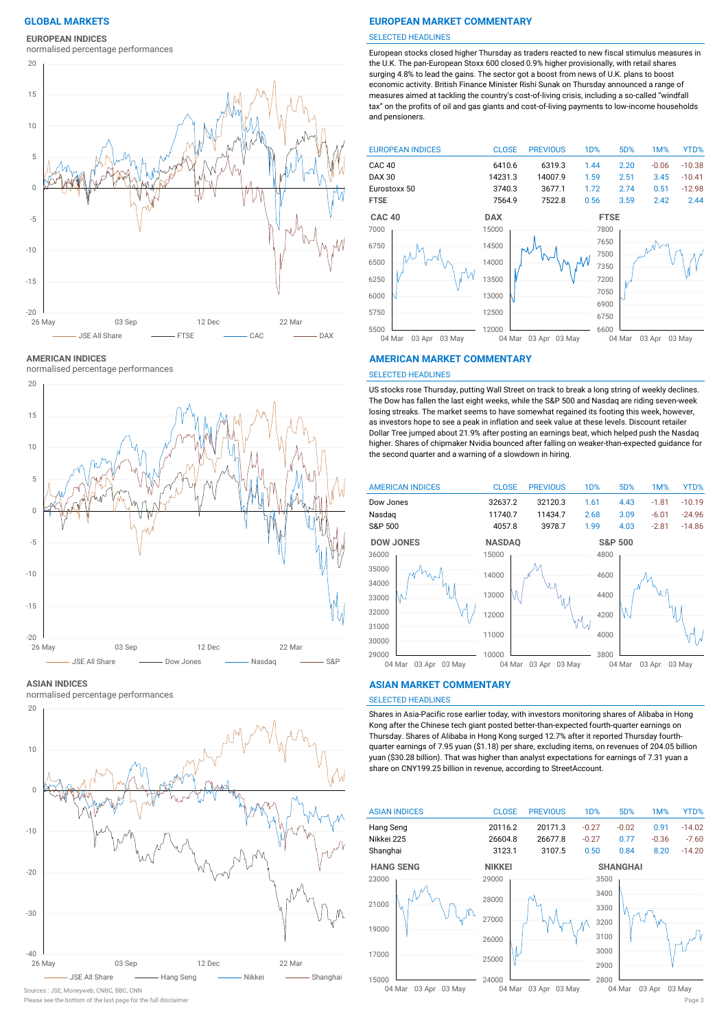# GLOBAL MARKETS

## EUROPEAN INDICES

normalised percentage performances

## EUROPEAN MARKET COMMENTARY

SELECTED HEADLINES

European stocks closed higher Thursday as traders reacted to new fiscal stimulus measures in the U.K. The pan-European Stoxx 600 closed 0.9% higher provisionally, with retail shares surging 4.8% to lead the gains. The sector got a boost from news of U.K. plans to boost economic activity. British Finance Minister Rishi Sunak on Thursday announced a range of measures aimed at tackling the country's cost-of-living crisis, including a so-called "windfall tax" on the profits of oil and gas giants and cost-of-living payments to low-income households and pensioners.

| EUROPEAN INDICES | CLOSE | PREVIOUS | 1D% | 5D% | 1M% | YTD% |
|---|---|---|---|---|---|---|
| CAC 40 | 6410.6 | 6319.3 | 1.44 | 2.20 | -0.06 | -10.38 |
| DAX 30 | 14231.3 | 14007.9 | 1.59 | 2.51 | 3.45 | -10.41 |
| Eurostoxx 50 | 3740.3 | 3677.1 | 1.72 | 2.74 | 0.51 | -12.98 |
| FTSE | 7564.9 | 7522.8 | 0.56 | 3.59 | 2.42 | 2.44 |

## AMERICAN INDICES

normalised percentage performances

## AMERICAN MARKET COMMENTARY

SELECTED HEADLINES

US stocks rose Thursday, putting Wall Street on track to break a long string of weekly declines. The Dow has fallen the last eight weeks, while the S&P 500 and Nasdaq are riding seven-week losing streaks. The market seems to have somewhat regained its footing this week, however, as investors hope to see a peak in inflation and seek value at these levels. Discount retailer Dollar Tree jumped about 21.9% after posting an earnings beat, which helped push the Nasdaq higher. Shares of chipmaker Nvidia bounced after falling on weaker-than-expected guidance for the second quarter and a warning of a slowdown in hiring.

| AMERICAN INDICES | CLOSE | PREVIOUS | 1D% | 5D% | 1M% | YTD% |
|---|---|---|---|---|---|---|
| Dow Jones | 32637.2 | 32120.3 | 1.61 | 4.43 | -1.81 | -10.19 |
| Nasdaq | 11740.7 | 11434.7 | 2.68 | 3.09 | -6.01 | -24.96 |
| S&P 500 | 4057.8 | 3978.7 | 1.99 | 4.03 | -2.81 | -14.86 |

## ASIAN INDICES

normalised percentage performances

## ASIAN MARKET COMMENTARY

SELECTED HEADLINES

Shares in Asia-Pacific rose earlier today, with investors monitoring shares of Alibaba in Hong Kong after the Chinese tech giant posted better-than-expected fourth-quarter earnings on Thursday. Shares of Alibaba in Hong Kong surged 12.7% after it reported Thursday fourth-quarter earnings of 7.95 yuan ($1.18) per share, excluding items, on revenues of 204.05 billion yuan ($30.28 billion). That was higher than analyst expectations for earnings of 7.31 yuan a share on CNY199.25 billion in revenue, according to StreetAccount.

| ASIAN INDICES | CLOSE | PREVIOUS | 1D% | 5D% | 1M% | YTD% |
|---|---|---|---|---|---|---|
| Hang Seng | 20116.2 | 20171.3 | -0.27 | -0.02 | 0.91 | -14.02 |
| Nikkei 225 | 26604.8 | 26677.8 | -0.27 | 0.77 | -0.36 | -7.60 |
| Shanghai | 3123.1 | 3107.5 | 0.50 | 0.84 | 8.20 | -14.20 |

Sources : JSE, Moneyweb, CNBC, BBC, CNN

Please see the bottom of the last page for the full disclaimer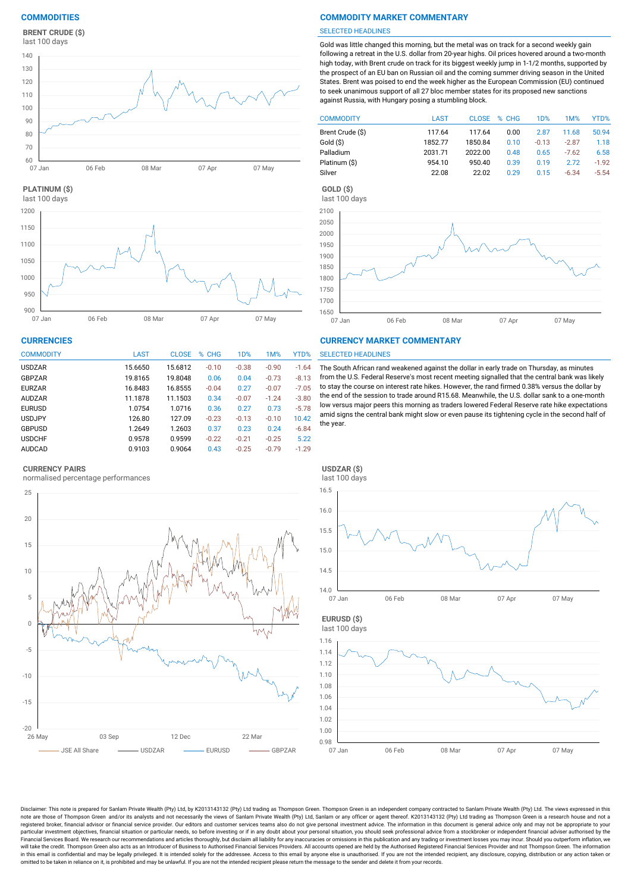## COMMODITIES

**BRENT CRUDE ($)**
last 100 days

140
130
120
110
100
90
80
70
60
07 Jan
06 Feb
08 Mar
07 Apr
07 May

**PLATINUM ($)**
last 100 days

1200
1150
1100
1050
1000
950
900
07 Jan
06 Feb
08 Mar
07 Apr
07 May

## COMMODITY MARKET COMMENTARY

SELECTED HEADLINES

Gold was little changed this morning, but the metal was on track for a second weekly gain following a retreat in the U.S. dollar from 20-year highs. Oil prices hovered around a two-month high today, with Brent crude on track for its biggest weekly jump in 1-1/2 months, supported by the prospect of an EU ban on Russian oil and the coming summer driving season in the United States. Brent was poised to end the week higher as the European Commission (EU) continued to seek unanimous support of all 27 bloc member states for its proposed new sanctions against Russia, with Hungary posing a stumbling block.

| COMMODITY | LAST | CLOSE | % CHG | 1D% | 1M% | YTD% |
|---|---|---|---|---|---|---|
| Brent Crude ($) | 117.64 | 117.64 | 0.00 | 2.87 | 11.68 | 50.94 |
| Gold ($) | 1852.77 | 1850.84 | 0.10 | -0.13 | -2.87 | 1.18 |
| Palladium | 2031.71 | 2022.00 | 0.48 | 0.65 | -7.62 | 6.58 |
| Platinum ($) | 954.10 | 950.40 | 0.39 | 0.19 | 2.72 | -1.92 |
| Silver | 22.08 | 22.02 | 0.29 | 0.15 | -6.34 | -5.54 |

**GOLD ($)**
last 100 days

2100
2050
2000
1950
1900
1850
1800
1750
1700
1650
07 Jan
06 Feb
08 Mar
07 Apr
07 May

## CURRENCIES

| COMMODITY | LAST | CLOSE | % CHG | 1D% | 1M% | YTD% |
|---|---|---|---|---|---|---|
| USDZAR | 15.6650 | 15.6812 | -0.10 | -0.38 | -0.90 | -1.64 |
| GBPZAR | 19.8165 | 19.8048 | 0.06 | 0.04 | -0.73 | -8.13 |
| EURZAR | 16.8483 | 16.8555 | -0.04 | 0.27 | -0.07 | -7.05 |
| AUDZAR | 11.1878 | 11.1503 | 0.34 | -0.07 | -1.24 | -3.80 |
| EURUSD | 1.0754 | 1.0716 | 0.36 | 0.27 | 0.73 | -5.78 |
| USDJPY | 126.80 | 127.09 | -0.23 | -0.13 | -0.10 | 10.42 |
| GBPUSD | 1.2649 | 1.2603 | 0.37 | 0.23 | 0.24 | -6.84 |
| USDCHF | 0.9578 | 0.9599 | -0.22 | -0.21 | -0.25 | 5.22 |
| AUDCAD | 0.9103 | 0.9064 | 0.43 | -0.25 | -0.79 | -1.29 |

## CURRENCY MARKET COMMENTARY

SELECTED HEADLINES

The South African rand weakened against the dollar in early trade on Thursday, as minutes from the U.S. Federal Reserve's most recent meeting signalled that the central bank was likely to stay the course on interest rate hikes. However, the rand firmed 0.38% versus the dollar by the end of the session to trade around R15.68. Meanwhile, the U.S. dollar sank to a one-month low versus major peers this morning as traders lowered Federal Reserve rate hike expectations amid signs the central bank might slow or even pause its tightening cycle in the second half of the year.

**CURRENCY PAIRS**
normalised percentage performances

25
20
15
10
5
0
-5
-10
-15
-20
26 May
03 Sep
12 Dec
22 Mar
JSE All Share
USDZAR
EURUSD
GBPZAR

**USDZAR ($)**
last 100 days

16.5
16.0
15.5
15.0
14.5
14.0
07 Jan
06 Feb
08 Mar
07 Apr
07 May

**EURUSD ($)**
last 100 days

1.16
1.14
1.12
1.10
1.08
1.06
1.04
1.02
1.00
0.98
07 Jan
06 Feb
08 Mar
07 Apr
07 May

Disclaimer: This note is prepared for Sanlam Private Wealth (Pty) Ltd, by K2013143132 (Pty) Ltd trading as Thompson Green. Thompson Green is an independent company contracted to Sanlam Private Wealth (Pty) Ltd. The views expressed in this note are those of Thompson Green and/or its analysts and not necessarily the views of Sanlam Private Wealth (Pty) Ltd, Sanlam or any officer or agent thereof. K2013143132 (Pty) Ltd trading as Thompson Green is a research house and not a registered broker, financial advisor or financial service provider. Our editors and customer services teams also do not give personal investment advice. The information in this document is general advice only and may not be appropriate to your particular investment objectives, financial situation or particular needs, so before investing or if in any doubt about your personal situation, you should seek professional advice from a stockbroker or independent financial adviser authorised by the Financial Services Board. We research our recommendations and articles thoroughly, but disclaim all liability for any inaccuracies or omissions in this publication and any trading or investment losses you may incur. Should you outperform inflation, we will take the credit. Thompson Green also acts as an Introducer of Business to Authorised Financial Services Providers. All accounts opened are held by the Authorised Registered Financial Services Provider and not Thompson Green. The information in this email is confidential and may be legally privileged. It is intended solely for the addressee. Access to this email by anyone else is unauthorised. If you are not the intended recipient, any disclosure, copying, distribution or any action taken or omitted to be taken in reliance on it, is prohibited and may be unlawful. If you are not the intended recipient please return the message to the sender and delete it from your records.